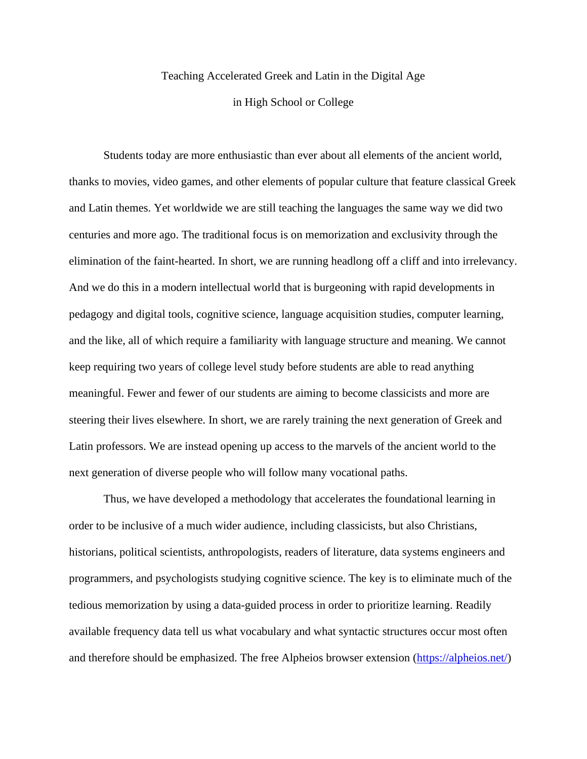# Teaching Accelerated Greek and Latin in the Digital Age in High School or College

Students today are more enthusiastic than ever about all elements of the ancient world, thanks to movies, video games, and other elements of popular culture that feature classical Greek and Latin themes. Yet worldwide we are still teaching the languages the same way we did two centuries and more ago. The traditional focus is on memorization and exclusivity through the elimination of the faint-hearted. In short, we are running headlong off a cliff and into irrelevancy. And we do this in a modern intellectual world that is burgeoning with rapid developments in pedagogy and digital tools, cognitive science, language acquisition studies, computer learning, and the like, all of which require a familiarity with language structure and meaning. We cannot keep requiring two years of college level study before students are able to read anything meaningful. Fewer and fewer of our students are aiming to become classicists and more are steering their lives elsewhere. In short, we are rarely training the next generation of Greek and Latin professors. We are instead opening up access to the marvels of the ancient world to the next generation of diverse people who will follow many vocational paths.

Thus, we have developed a methodology that accelerates the foundational learning in order to be inclusive of a much wider audience, including classicists, but also Christians, historians, political scientists, anthropologists, readers of literature, data systems engineers and programmers, and psychologists studying cognitive science. The key is to eliminate much of the tedious memorization by using a data-guided process in order to prioritize learning. Readily available frequency data tell us what vocabulary and what syntactic structures occur most often and therefore should be emphasized. The free Alpheios browser extension (https://alpheios.net/)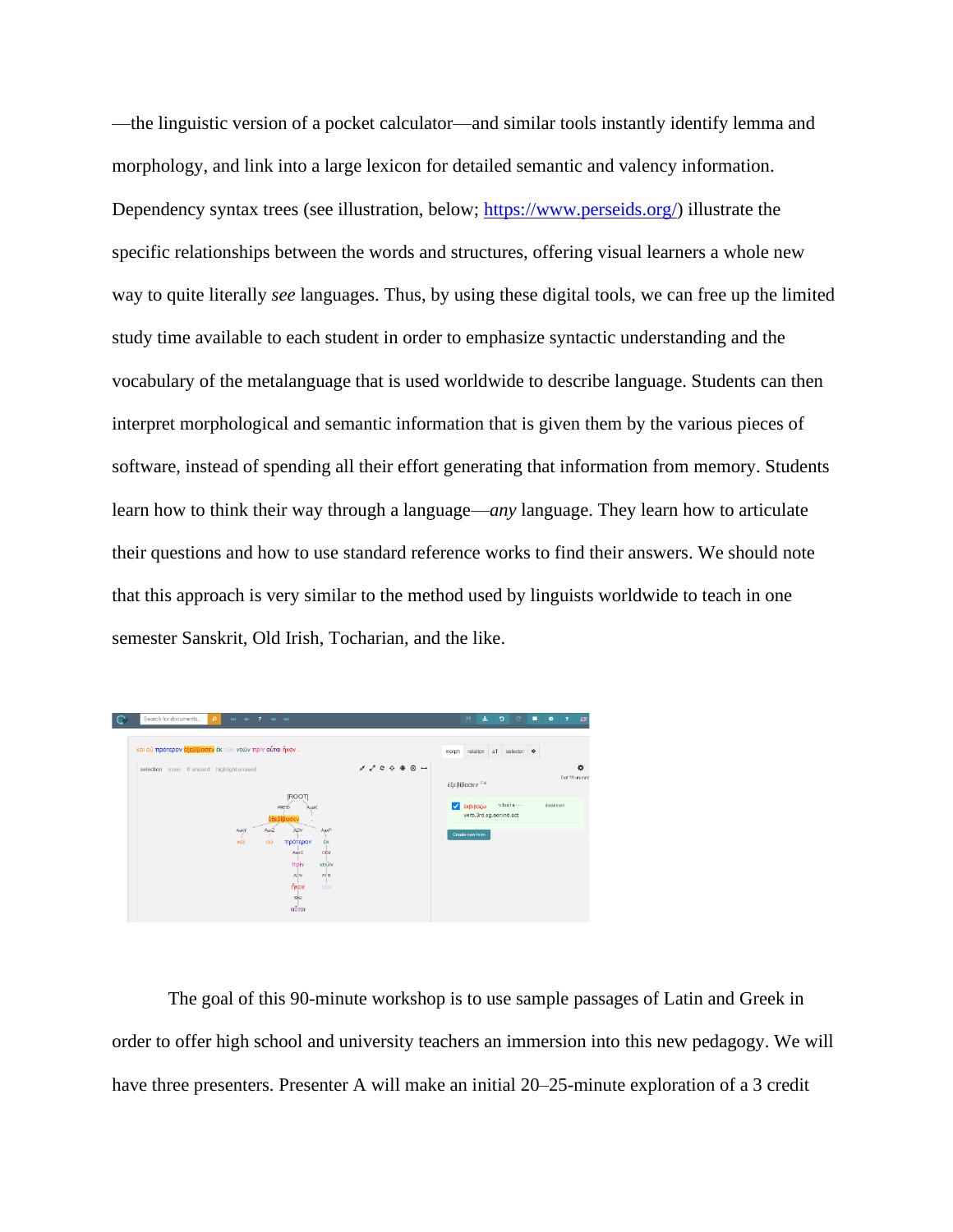—the linguistic version of a pocket calculator—and similar tools instantly identify lemma and morphology, and link into a large lexicon for detailed semantic and valency information. Dependency syntax trees (see illustration, below; https://www.perseids.org/) illustrate the specific relationships between the words and structures, offering visual learners a whole new way to quite literally *see* languages. Thus, by using these digital tools, we can free up the limited study time available to each student in order to emphasize syntactic understanding and the vocabulary of the metalanguage that is used worldwide to describe language. Students can then interpret morphological and semantic information that is given them by the various pieces of software, instead of spending all their effort generating that information from memory. Students learn how to think their way through a language—*any* language. They learn how to articulate their questions and how to use standard reference works to find their answers. We should note that this approach is very similar to the method used by linguists worldwide to teach in one semester Sanskrit, Old Irish, Tocharian, and the like.

The goal of this 90-minute workshop is to use sample passages of Latin and Greek in order to offer high school and university teachers an immersion into this new pedagogy. We will have three presenters. Presenter A will make an initial 20–25-minute exploration of a 3 credit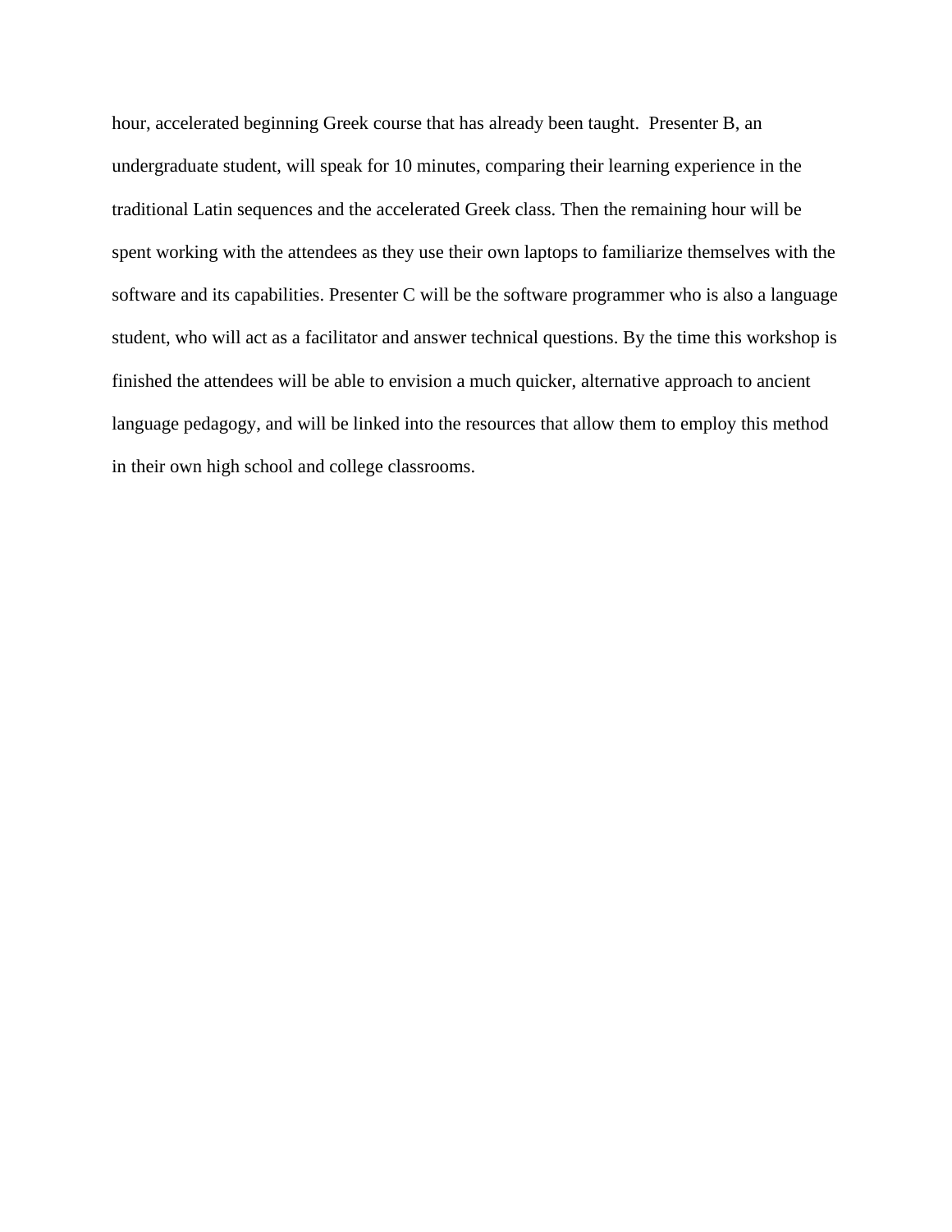hour, accelerated beginning Greek course that has already been taught.  Presenter B, an undergraduate student, will speak for 10 minutes, comparing their learning experience in the traditional Latin sequences and the accelerated Greek class. Then the remaining hour will be spent working with the attendees as they use their own laptops to familiarize themselves with the software and its capabilities. Presenter C will be the software programmer who is also a language student, who will act as a facilitator and answer technical questions. By the time this workshop is finished the attendees will be able to envision a much quicker, alternative approach to ancient language pedagogy, and will be linked into the resources that allow them to employ this method in their own high school and college classrooms.